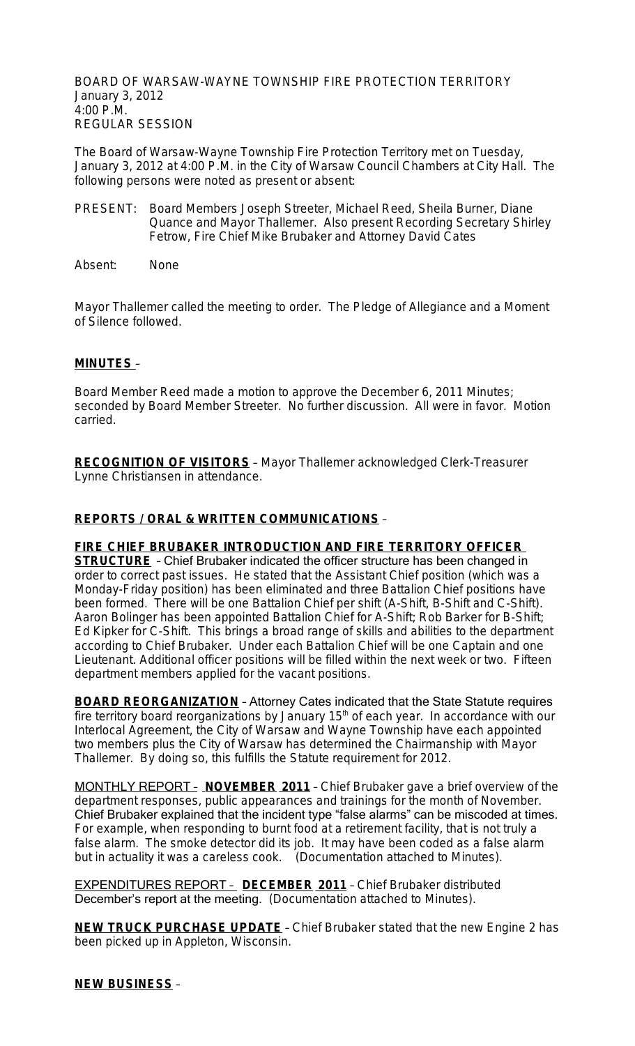BOARD OF WARSAW-WAYNE TOWNSHIP FIRE PROTECTION TERRITORY
January 3, 2012
4:00 P.M.
REGULAR SESSION

The Board of Warsaw-Wayne Township Fire Protection Territory met on Tuesday, January 3, 2012 at 4:00 P.M. in the City of Warsaw Council Chambers at City Hall. The following persons were noted as present or absent:

PRESENT: Board Members Joseph Streeter, Michael Reed, Sheila Burner, Diane Quance and Mayor Thallemer. Also present Recording Secretary Shirley Fetrow, Fire Chief Mike Brubaker and Attorney David Cates

Absent: None

Mayor Thallemer called the meeting to order. The Pledge of Allegiance and a Moment of Silence followed.

**MINUTES** –

Board Member Reed made a motion to approve the December 6, 2011 Minutes; seconded by Board Member Streeter. No further discussion. All were in favor. Motion carried.

**RECOGNITION OF VISITORS** – Mayor Thallemer acknowledged Clerk-Treasurer Lynne Christiansen in attendance.

**REPORTS / ORAL & WRITTEN COMMUNICATIONS** –

**FIRE CHIEF BRUBAKER INTRODUCTION AND FIRE TERRITORY OFFICER STRUCTURE** – Chief Brubaker indicated the officer structure has been changed in order to correct past issues. He stated that the Assistant Chief position (which was a Monday-Friday position) has been eliminated and three Battalion Chief positions have been formed. There will be one Battalion Chief per shift (A-Shift, B-Shift and C-Shift). Aaron Bolinger has been appointed Battalion Chief for A-Shift; Rob Barker for B-Shift; Ed Kipker for C-Shift. This brings a broad range of skills and abilities to the department according to Chief Brubaker. Under each Battalion Chief will be one Captain and one Lieutenant. Additional officer positions will be filled within the next week or two. Fifteen department members applied for the vacant positions.

**BOARD REORGANIZATION** – Attorney Cates indicated that the State Statute requires fire territory board reorganizations by January 15th of each year. In accordance with our Interlocal Agreement, the City of Warsaw and Wayne Township have each appointed two members plus the City of Warsaw has determined the Chairmanship with Mayor Thallemer. By doing so, this fulfills the Statute requirement for 2012.

MONTHLY REPORT – **NOVEMBER 2011** – Chief Brubaker gave a brief overview of the department responses, public appearances and trainings for the month of November. Chief Brubaker explained that the incident type "false alarms" can be miscoded at times. For example, when responding to burnt food at a retirement facility, that is not truly a false alarm. The smoke detector did its job. It may have been coded as a false alarm but in actuality it was a careless cook. (Documentation attached to Minutes).

EXPENDITURES REPORT – **DECEMBER 2011** – Chief Brubaker distributed December's report at the meeting. (Documentation attached to Minutes).

**NEW TRUCK PURCHASE UPDATE** – Chief Brubaker stated that the new Engine 2 has been picked up in Appleton, Wisconsin.

**NEW BUSINESS** –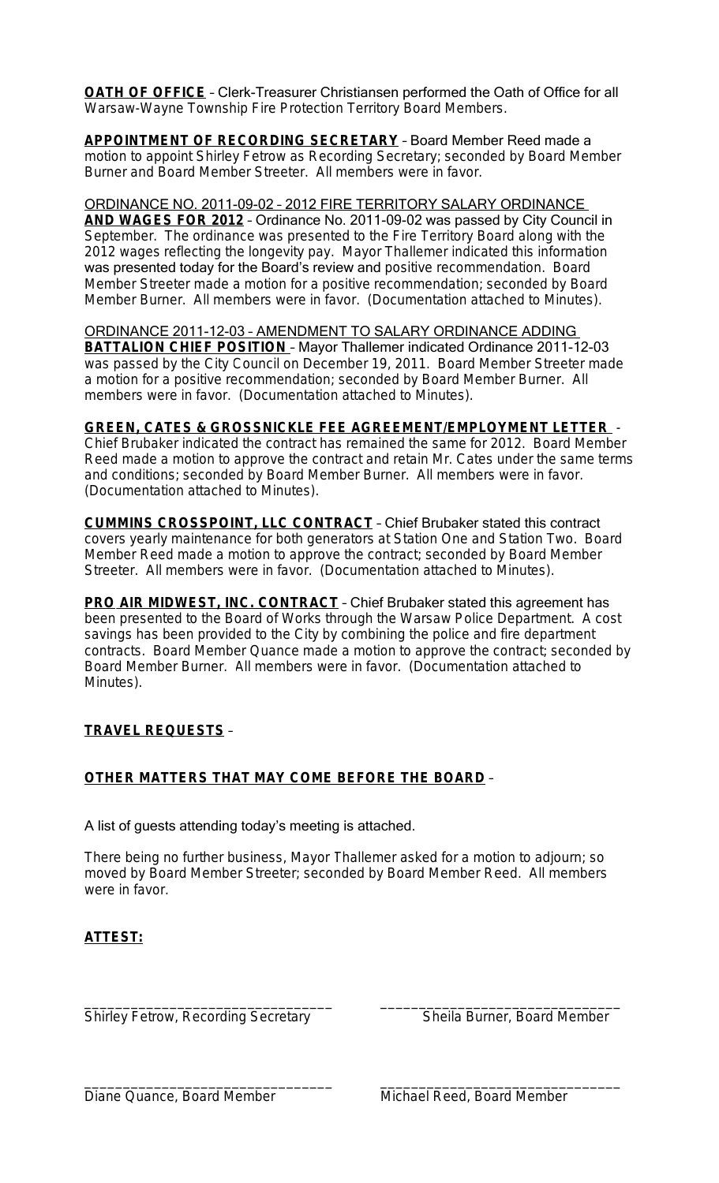**OATH OF OFFICE** – Clerk-Treasurer Christiansen performed the Oath of Office for all Warsaw-Wayne Township Fire Protection Territory Board Members.

**APPOINTMENT OF RECORDING SECRETARY** – Board Member Reed made a motion to appoint Shirley Fetrow as Recording Secretary; seconded by Board Member Burner and Board Member Streeter. All members were in favor.

ORDINANCE NO. 2011-09-02 – 2012 FIRE TERRITORY SALARY ORDINANCE **AND WAGES FOR 2012** – Ordinance No. 2011-09-02 was passed by City Council in September. The ordinance was presented to the Fire Territory Board along with the 2012 wages reflecting the longevity pay. Mayor Thallemer indicated this information was presented today for the Board's review and positive recommendation. Board Member Streeter made a motion for a positive recommendation; seconded by Board Member Burner. All members were in favor. (Documentation attached to Minutes).

ORDINANCE 2011-12-03 – AMENDMENT TO SALARY ORDINANCE ADDING **BATTALION CHIEF POSITION** – Mayor Thallemer indicated Ordinance 2011-12-03 was passed by the City Council on December 19, 2011. Board Member Streeter made a motion for a positive recommendation; seconded by Board Member Burner. All members were in favor. (Documentation attached to Minutes).

**GREEN, CATES & GROSSNICKLE FEE AGREEMENT/EMPLOYMENT LETTER** – Chief Brubaker indicated the contract has remained the same for 2012. Board Member Reed made a motion to approve the contract and retain Mr. Cates under the same terms and conditions; seconded by Board Member Burner. All members were in favor. (Documentation attached to Minutes).

**CUMMINS CROSSPOINT, LLC CONTRACT** – Chief Brubaker stated this contract covers yearly maintenance for both generators at Station One and Station Two. Board Member Reed made a motion to approve the contract; seconded by Board Member Streeter. All members were in favor. (Documentation attached to Minutes).

**PRO AIR MIDWEST, INC. CONTRACT** – Chief Brubaker stated this agreement has been presented to the Board of Works through the Warsaw Police Department. A cost savings has been provided to the City by combining the police and fire department contracts. Board Member Quance made a motion to approve the contract; seconded by Board Member Burner. All members were in favor. (Documentation attached to Minutes).

**TRAVEL REQUESTS** –

**OTHER MATTERS THAT MAY COME BEFORE THE BOARD** –

A list of guests attending today's meeting is attached.

There being no further business, Mayor Thallemer asked for a motion to adjourn; so moved by Board Member Streeter; seconded by Board Member Reed. All members were in favor.

**ATTEST:**

| | |
|---|---|
| ______________________________ | ______________________________ |
| Shirley Fetrow, Recording Secretary | Sheila Burner, Board Member |
| ______________________________ | ______________________________ |
| Diane Quance, Board Member | Michael Reed, Board Member |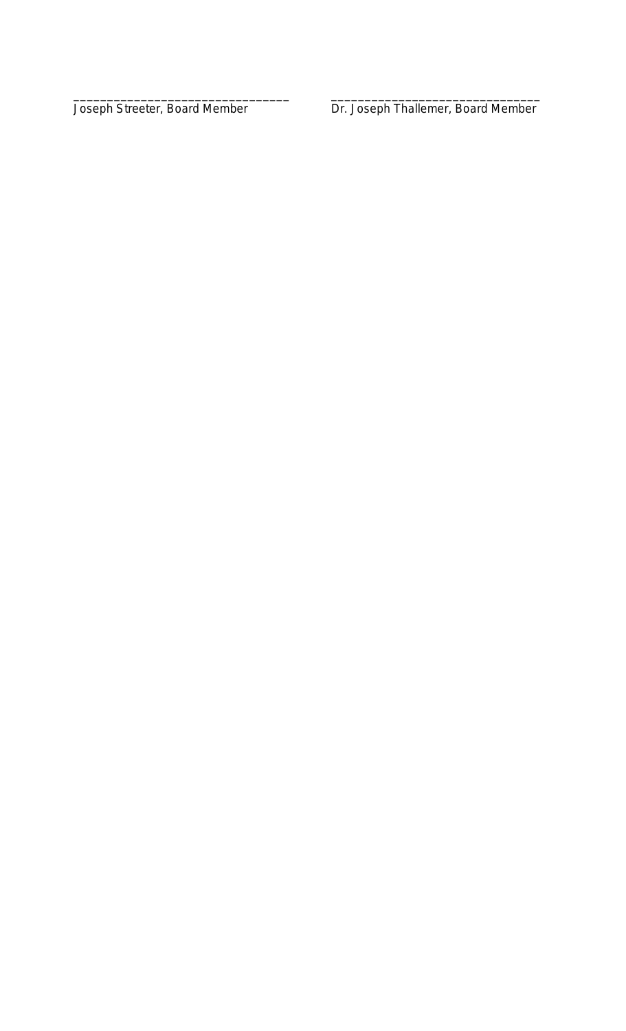_______________________________ _______________________________
Joseph Streeter, Board Member Dr. Joseph Thallemer, Board Member